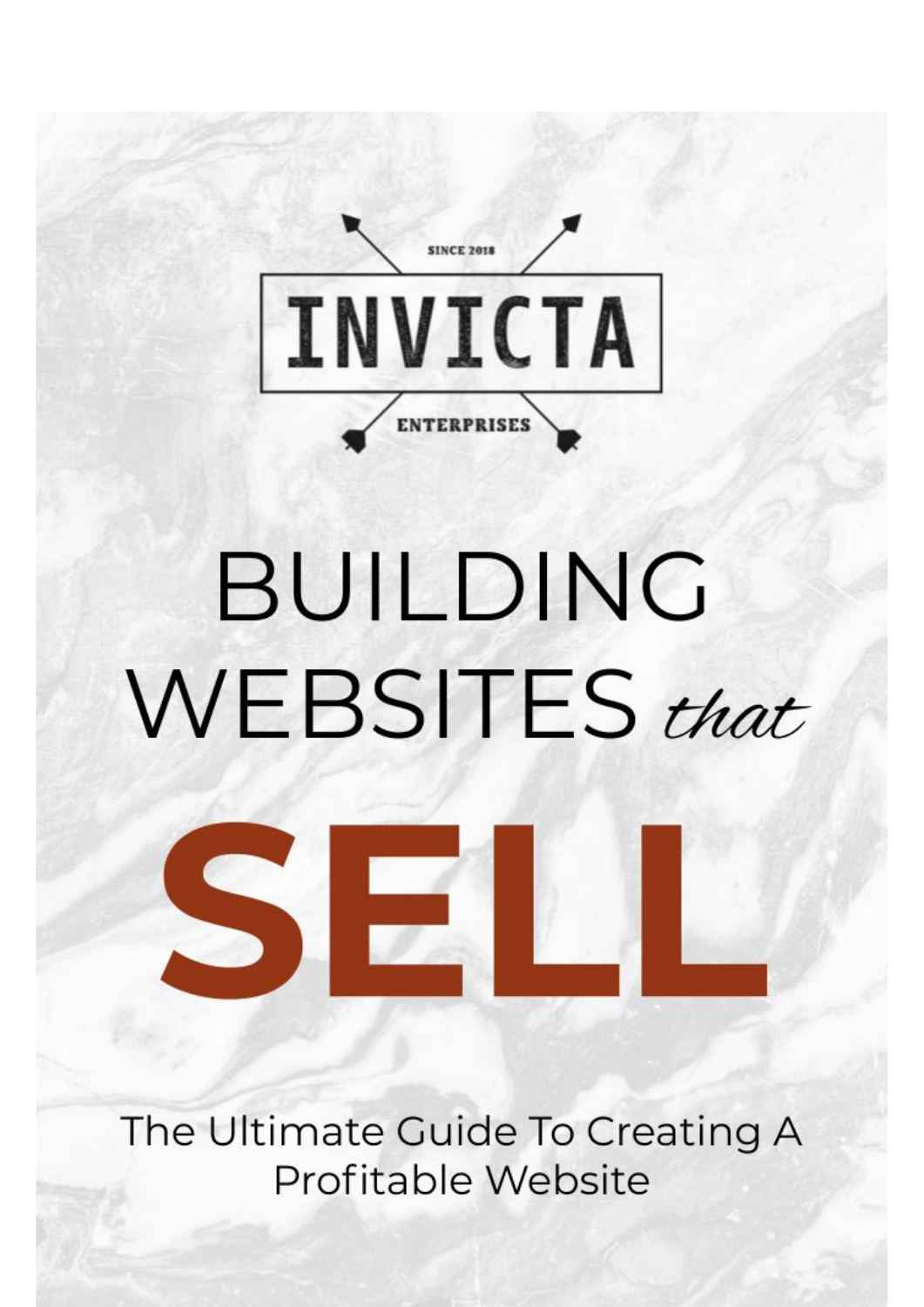SINCE 2018

INVICTA

ENTERPRISES

# BUILDING WEBSITES *that* SELL

The Ultimate Guide To Creating A Profitable Website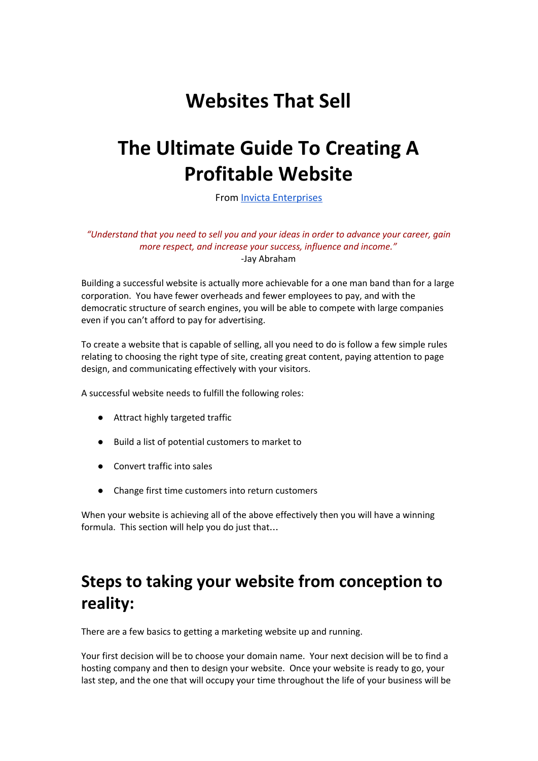# Websites That Sell

# The Ultimate Guide To Creating A Profitable Website

From [Invicta Enterprises]()

*"Understand that you need to sell you and your ideas in order to advance your career, gain more respect, and increase your success, influence and income."*
-Jay Abraham

Building a successful website is actually more achievable for a one man band than for a large corporation. You have fewer overheads and fewer employees to pay, and with the democratic structure of search engines, you will be able to compete with large companies even if you can't afford to pay for advertising.

To create a website that is capable of selling, all you need to do is follow a few simple rules relating to choosing the right type of site, creating great content, paying attention to page design, and communicating effectively with your visitors.

A successful website needs to fulfill the following roles:

- Attract highly targeted traffic
- Build a list of potential customers to market to
- Convert traffic into sales
- Change first time customers into return customers

When your website is achieving all of the above effectively then you will have a winning formula. This section will help you do just that…

## Steps to taking your website from conception to reality:

There are a few basics to getting a marketing website up and running.

Your first decision will be to choose your domain name. Your next decision will be to find a hosting company and then to design your website. Once your website is ready to go, your last step, and the one that will occupy your time throughout the life of your business will be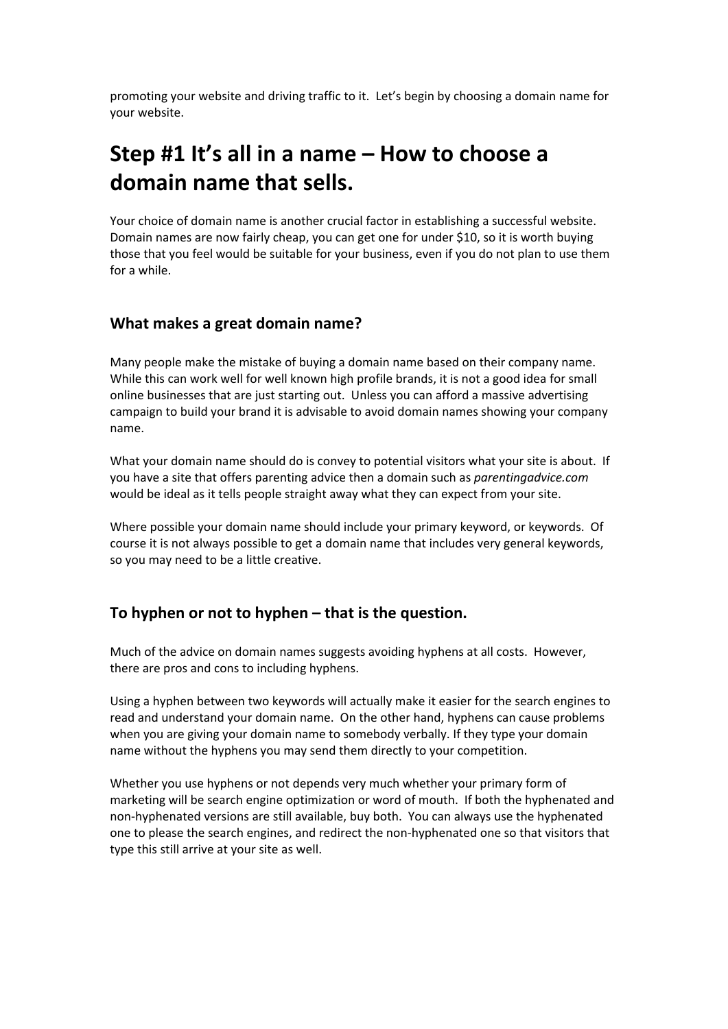promoting your website and driving traffic to it. Let's begin by choosing a domain name for your website.

# Step #1 It's all in a name – How to choose a domain name that sells.

Your choice of domain name is another crucial factor in establishing a successful website. Domain names are now fairly cheap, you can get one for under $10, so it is worth buying those that you feel would be suitable for your business, even if you do not plan to use them for a while.

## What makes a great domain name?

Many people make the mistake of buying a domain name based on their company name. While this can work well for well known high profile brands, it is not a good idea for small online businesses that are just starting out. Unless you can afford a massive advertising campaign to build your brand it is advisable to avoid domain names showing your company name.

What your domain name should do is convey to potential visitors what your site is about. If you have a site that offers parenting advice then a domain such as *parentingadvice.com* would be ideal as it tells people straight away what they can expect from your site.

Where possible your domain name should include your primary keyword, or keywords. Of course it is not always possible to get a domain name that includes very general keywords, so you may need to be a little creative.

## To hyphen or not to hyphen – that is the question.

Much of the advice on domain names suggests avoiding hyphens at all costs. However, there are pros and cons to including hyphens.

Using a hyphen between two keywords will actually make it easier for the search engines to read and understand your domain name. On the other hand, hyphens can cause problems when you are giving your domain name to somebody verbally. If they type your domain name without the hyphens you may send them directly to your competition.

Whether you use hyphens or not depends very much whether your primary form of marketing will be search engine optimization or word of mouth. If both the hyphenated and non-hyphenated versions are still available, buy both. You can always use the hyphenated one to please the search engines, and redirect the non-hyphenated one so that visitors that type this still arrive at your site as well.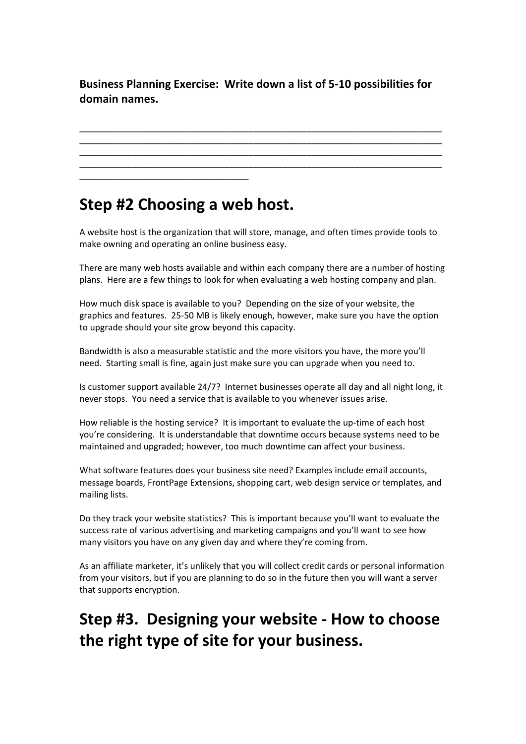**Business Planning Exercise: Write down a list of 5-10 possibilities for domain names.**

_________________________________________________________________________
_________________________________________________________________________
_________________________________________________________________________
_________________________________________________________________________
__________________________________

## Step #2 Choosing a web host.

A website host is the organization that will store, manage, and often times provide tools to make owning and operating an online business easy.

There are many web hosts available and within each company there are a number of hosting plans. Here are a few things to look for when evaluating a web hosting company and plan.

How much disk space is available to you? Depending on the size of your website, the graphics and features. 25-50 MB is likely enough, however, make sure you have the option to upgrade should your site grow beyond this capacity.

Bandwidth is also a measurable statistic and the more visitors you have, the more you'll need. Starting small is fine, again just make sure you can upgrade when you need to.

Is customer support available 24/7? Internet businesses operate all day and all night long, it never stops. You need a service that is available to you whenever issues arise.

How reliable is the hosting service? It is important to evaluate the up-time of each host you're considering. It is understandable that downtime occurs because systems need to be maintained and upgraded; however, too much downtime can affect your business.

What software features does your business site need? Examples include email accounts, message boards, FrontPage Extensions, shopping cart, web design service or templates, and mailing lists.

Do they track your website statistics? This is important because you'll want to evaluate the success rate of various advertising and marketing campaigns and you'll want to see how many visitors you have on any given day and where they're coming from.

As an affiliate marketer, it's unlikely that you will collect credit cards or personal information from your visitors, but if you are planning to do so in the future then you will want a server that supports encryption.

## Step #3. Designing your website - How to choose the right type of site for your business.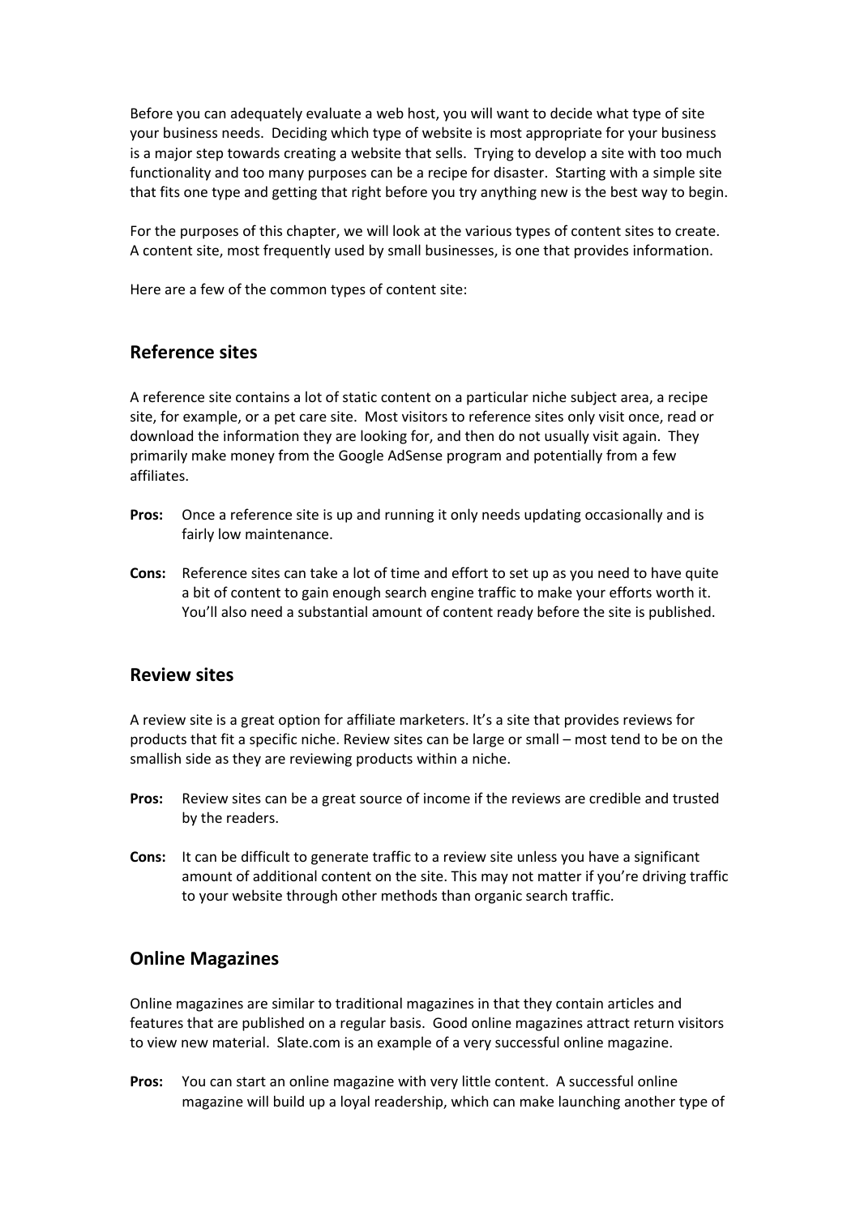Before you can adequately evaluate a web host, you will want to decide what type of site your business needs. Deciding which type of website is most appropriate for your business is a major step towards creating a website that sells. Trying to develop a site with too much functionality and too many purposes can be a recipe for disaster. Starting with a simple site that fits one type and getting that right before you try anything new is the best way to begin.

For the purposes of this chapter, we will look at the various types of content sites to create. A content site, most frequently used by small businesses, is one that provides information.

Here are a few of the common types of content site:

## Reference sites

A reference site contains a lot of static content on a particular niche subject area, a recipe site, for example, or a pet care site. Most visitors to reference sites only visit once, read or download the information they are looking for, and then do not usually visit again. They primarily make money from the Google AdSense program and potentially from a few affiliates.

**Pros:** Once a reference site is up and running it only needs updating occasionally and is fairly low maintenance.

**Cons:** Reference sites can take a lot of time and effort to set up as you need to have quite a bit of content to gain enough search engine traffic to make your efforts worth it. You'll also need a substantial amount of content ready before the site is published.

## Review sites

A review site is a great option for affiliate marketers. It's a site that provides reviews for products that fit a specific niche. Review sites can be large or small – most tend to be on the smallish side as they are reviewing products within a niche.

**Pros:** Review sites can be a great source of income if the reviews are credible and trusted by the readers.

**Cons:** It can be difficult to generate traffic to a review site unless you have a significant amount of additional content on the site. This may not matter if you're driving traffic to your website through other methods than organic search traffic.

## Online Magazines

Online magazines are similar to traditional magazines in that they contain articles and features that are published on a regular basis. Good online magazines attract return visitors to view new material. Slate.com is an example of a very successful online magazine.

**Pros:** You can start an online magazine with very little content. A successful online magazine will build up a loyal readership, which can make launching another type of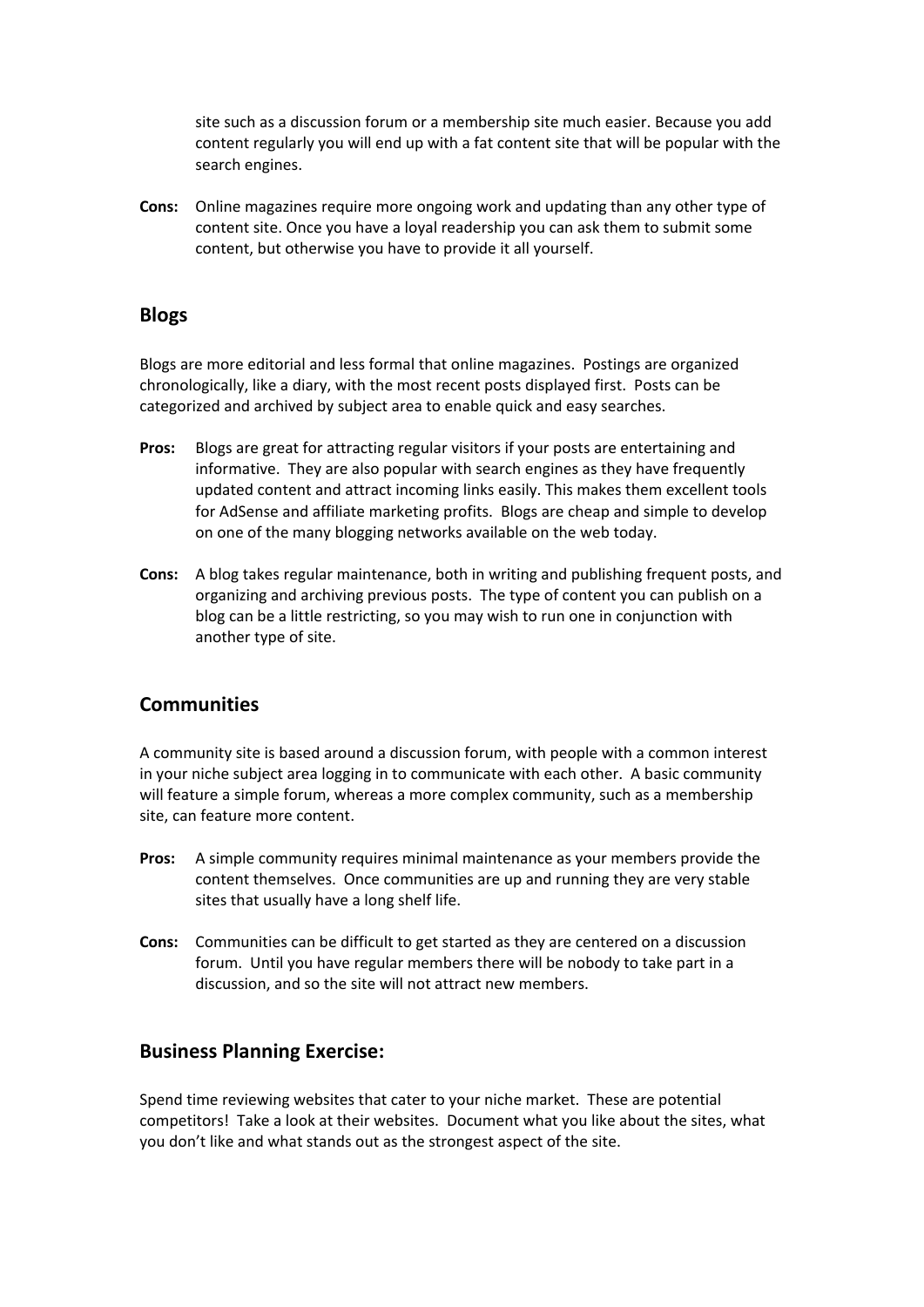site such as a discussion forum or a membership site much easier. Because you add content regularly you will end up with a fat content site that will be popular with the search engines.

**Cons:** Online magazines require more ongoing work and updating than any other type of content site. Once you have a loyal readership you can ask them to submit some content, but otherwise you have to provide it all yourself.

## Blogs

Blogs are more editorial and less formal that online magazines. Postings are organized chronologically, like a diary, with the most recent posts displayed first. Posts can be categorized and archived by subject area to enable quick and easy searches.

**Pros:** Blogs are great for attracting regular visitors if your posts are entertaining and informative. They are also popular with search engines as they have frequently updated content and attract incoming links easily. This makes them excellent tools for AdSense and affiliate marketing profits. Blogs are cheap and simple to develop on one of the many blogging networks available on the web today.

**Cons:** A blog takes regular maintenance, both in writing and publishing frequent posts, and organizing and archiving previous posts. The type of content you can publish on a blog can be a little restricting, so you may wish to run one in conjunction with another type of site.

## Communities

A community site is based around a discussion forum, with people with a common interest in your niche subject area logging in to communicate with each other. A basic community will feature a simple forum, whereas a more complex community, such as a membership site, can feature more content.

**Pros:** A simple community requires minimal maintenance as your members provide the content themselves. Once communities are up and running they are very stable sites that usually have a long shelf life.

**Cons:** Communities can be difficult to get started as they are centered on a discussion forum. Until you have regular members there will be nobody to take part in a discussion, and so the site will not attract new members.

## Business Planning Exercise:

Spend time reviewing websites that cater to your niche market. These are potential competitors! Take a look at their websites. Document what you like about the sites, what you don't like and what stands out as the strongest aspect of the site.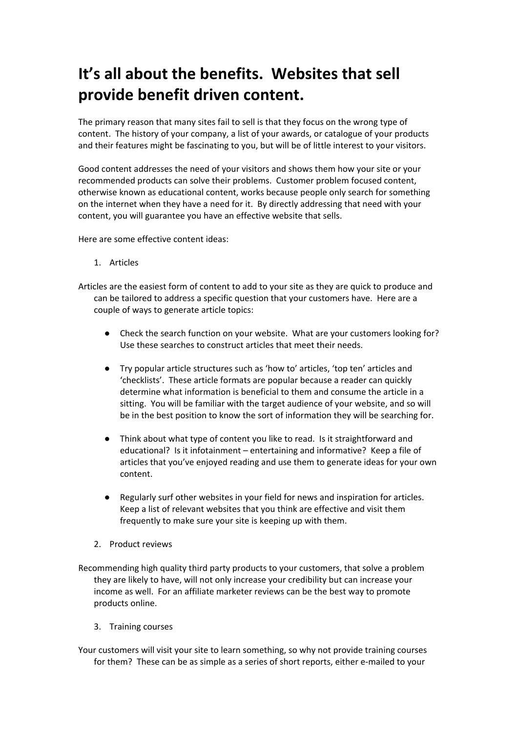# It's all about the benefits. Websites that sell provide benefit driven content.

The primary reason that many sites fail to sell is that they focus on the wrong type of content. The history of your company, a list of your awards, or catalogue of your products and their features might be fascinating to you, but will be of little interest to your visitors.

Good content addresses the need of your visitors and shows them how your site or your recommended products can solve their problems. Customer problem focused content, otherwise known as educational content, works because people only search for something on the internet when they have a need for it. By directly addressing that need with your content, you will guarantee you have an effective website that sells.

Here are some effective content ideas:

1. Articles

Articles are the easiest form of content to add to your site as they are quick to produce and can be tailored to address a specific question that your customers have. Here are a couple of ways to generate article topics:

- Check the search function on your website. What are your customers looking for? Use these searches to construct articles that meet their needs.

- Try popular article structures such as 'how to' articles, 'top ten' articles and 'checklists'. These article formats are popular because a reader can quickly determine what information is beneficial to them and consume the article in a sitting. You will be familiar with the target audience of your website, and so will be in the best position to know the sort of information they will be searching for.

- Think about what type of content you like to read. Is it straightforward and educational? Is it infotainment – entertaining and informative? Keep a file of articles that you've enjoyed reading and use them to generate ideas for your own content.

- Regularly surf other websites in your field for news and inspiration for articles. Keep a list of relevant websites that you think are effective and visit them frequently to make sure your site is keeping up with them.

2. Product reviews

Recommending high quality third party products to your customers, that solve a problem they are likely to have, will not only increase your credibility but can increase your income as well. For an affiliate marketer reviews can be the best way to promote products online.

3. Training courses

Your customers will visit your site to learn something, so why not provide training courses for them? These can be as simple as a series of short reports, either e-mailed to your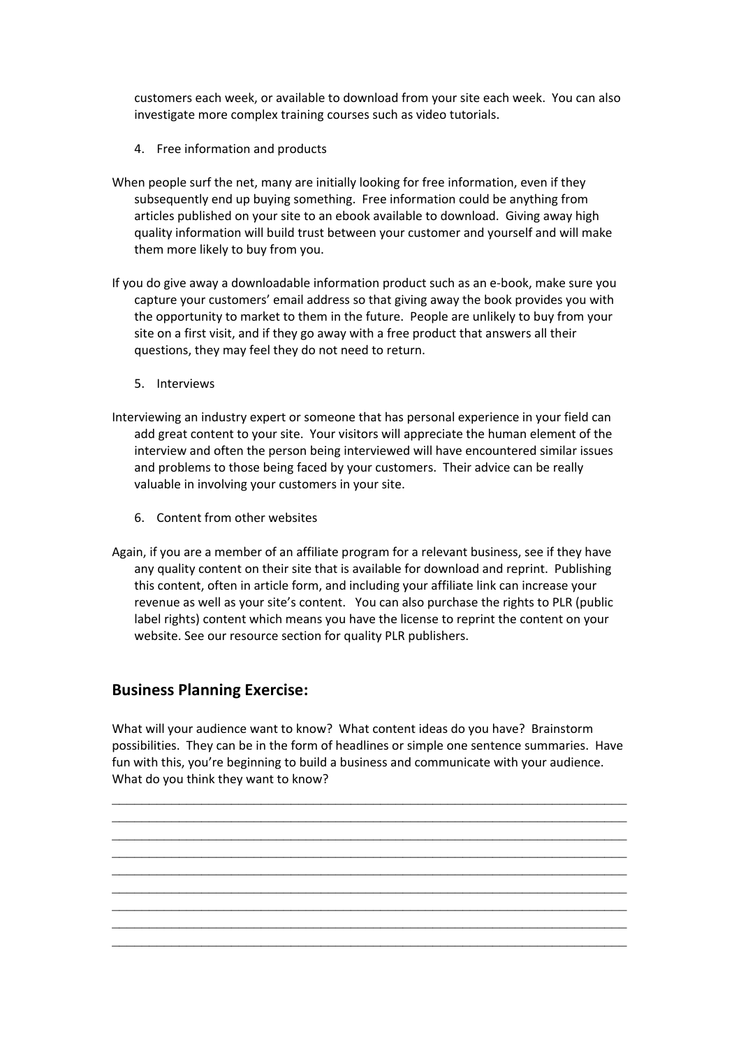customers each week, or available to download from your site each week. You can also investigate more complex training courses such as video tutorials.

4. Free information and products

When people surf the net, many are initially looking for free information, even if they subsequently end up buying something. Free information could be anything from articles published on your site to an ebook available to download. Giving away high quality information will build trust between your customer and yourself and will make them more likely to buy from you.

If you do give away a downloadable information product such as an e-book, make sure you capture your customers' email address so that giving away the book provides you with the opportunity to market to them in the future. People are unlikely to buy from your site on a first visit, and if they go away with a free product that answers all their questions, they may feel they do not need to return.

5. Interviews

Interviewing an industry expert or someone that has personal experience in your field can add great content to your site. Your visitors will appreciate the human element of the interview and often the person being interviewed will have encountered similar issues and problems to those being faced by your customers. Their advice can be really valuable in involving your customers in your site.

6. Content from other websites

Again, if you are a member of an affiliate program for a relevant business, see if they have any quality content on their site that is available for download and reprint. Publishing this content, often in article form, and including your affiliate link can increase your revenue as well as your site's content. You can also purchase the rights to PLR (public label rights) content which means you have the license to reprint the content on your website. See our resource section for quality PLR publishers.

## Business Planning Exercise:

What will your audience want to know? What content ideas do you have? Brainstorm possibilities. They can be in the form of headlines or simple one sentence summaries. Have fun with this, you're beginning to build a business and communicate with your audience. What do you think they want to know?

______________________________________________________________________________

______________________________________________________________________________

______________________________________________________________________________

______________________________________________________________________________

______________________________________________________________________________

______________________________________________________________________________

______________________________________________________________________________

______________________________________________________________________________

______________________________________________________________________________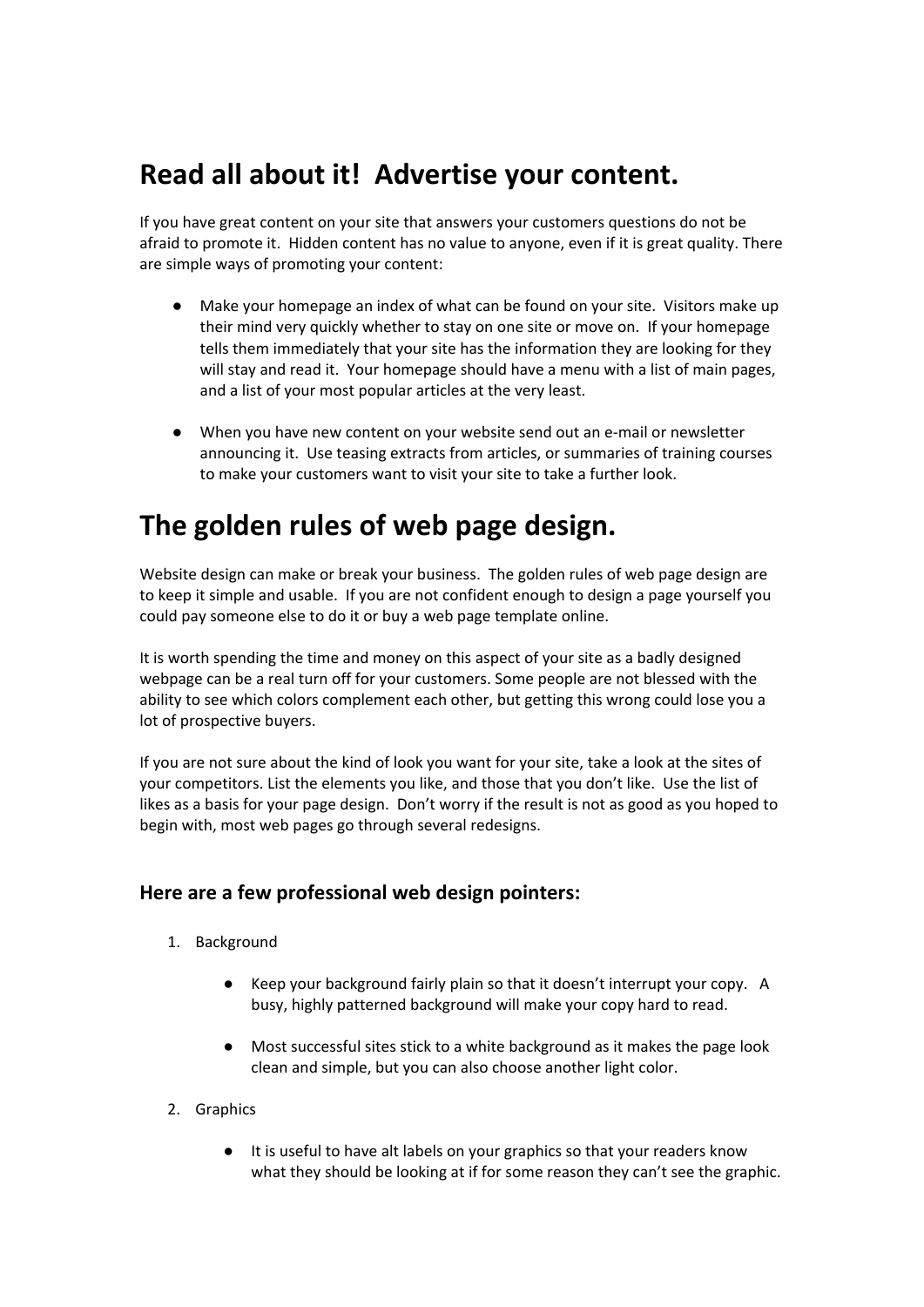# Read all about it!  Advertise your content.

If you have great content on your site that answers your customers questions do not be afraid to promote it.  Hidden content has no value to anyone, even if it is great quality. There are simple ways of promoting your content:

- Make your homepage an index of what can be found on your site.  Visitors make up their mind very quickly whether to stay on one site or move on.  If your homepage tells them immediately that your site has the information they are looking for they will stay and read it.  Your homepage should have a menu with a list of main pages, and a list of your most popular articles at the very least.

- When you have new content on your website send out an e-mail or newsletter announcing it.  Use teasing extracts from articles, or summaries of training courses to make your customers want to visit your site to take a further look.

# The golden rules of web page design.

Website design can make or break your business.  The golden rules of web page design are to keep it simple and usable.  If you are not confident enough to design a page yourself you could pay someone else to do it or buy a web page template online.

It is worth spending the time and money on this aspect of your site as a badly designed webpage can be a real turn off for your customers. Some people are not blessed with the ability to see which colors complement each other, but getting this wrong could lose you a lot of prospective buyers.

If you are not sure about the kind of look you want for your site, take a look at the sites of your competitors. List the elements you like, and those that you don't like.  Use the list of likes as a basis for your page design.  Don't worry if the result is not as good as you hoped to begin with, most web pages go through several redesigns.

### Here are a few professional web design pointers:

1. Background

    - Keep your background fairly plain so that it doesn't interrupt your copy.   A busy, highly patterned background will make your copy hard to read.

    - Most successful sites stick to a white background as it makes the page look clean and simple, but you can also choose another light color.

2. Graphics

    - It is useful to have alt labels on your graphics so that your readers know what they should be looking at if for some reason they can't see the graphic.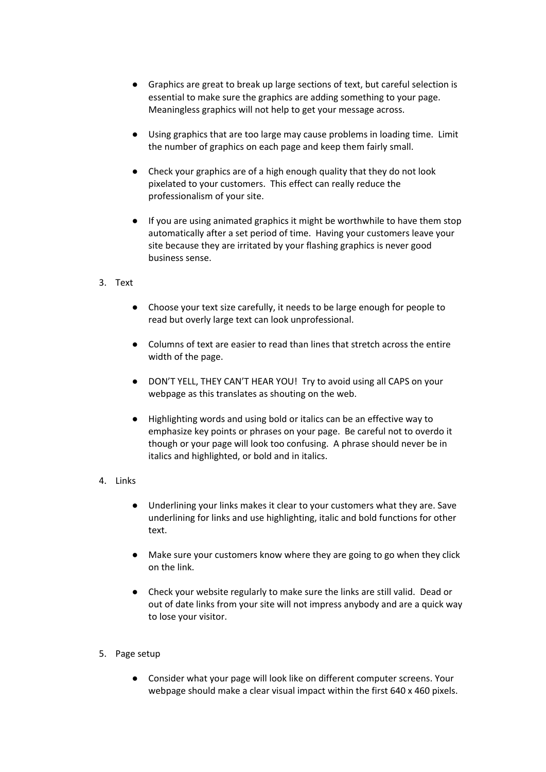- Graphics are great to break up large sections of text, but careful selection is essential to make sure the graphics are adding something to your page. Meaningless graphics will not help to get your message across.

- Using graphics that are too large may cause problems in loading time. Limit the number of graphics on each page and keep them fairly small.

- Check your graphics are of a high enough quality that they do not look pixelated to your customers. This effect can really reduce the professionalism of your site.

- If you are using animated graphics it might be worthwhile to have them stop automatically after a set period of time. Having your customers leave your site because they are irritated by your flashing graphics is never good business sense.

3. Text

    - Choose your text size carefully, it needs to be large enough for people to read but overly large text can look unprofessional.

    - Columns of text are easier to read than lines that stretch across the entire width of the page.

    - DON'T YELL, THEY CAN'T HEAR YOU! Try to avoid using all CAPS on your webpage as this translates as shouting on the web.

    - Highlighting words and using bold or italics can be an effective way to emphasize key points or phrases on your page. Be careful not to overdo it though or your page will look too confusing. A phrase should never be in italics and highlighted, or bold and in italics.

4. Links

    - Underlining your links makes it clear to your customers what they are. Save underlining for links and use highlighting, italic and bold functions for other text.

    - Make sure your customers know where they are going to go when they click on the link.

    - Check your website regularly to make sure the links are still valid. Dead or out of date links from your site will not impress anybody and are a quick way to lose your visitor.

5. Page setup

    - Consider what your page will look like on different computer screens. Your webpage should make a clear visual impact within the first 640 x 460 pixels.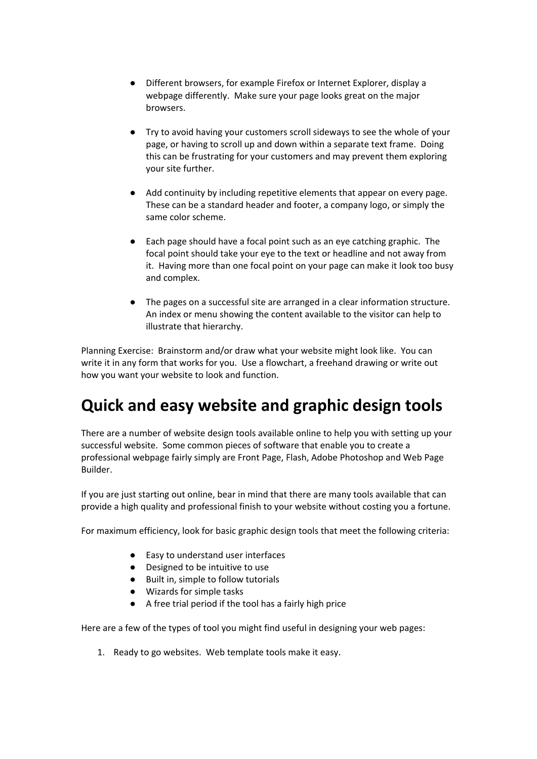- Different browsers, for example Firefox or Internet Explorer, display a webpage differently. Make sure your page looks great on the major browsers.

- Try to avoid having your customers scroll sideways to see the whole of your page, or having to scroll up and down within a separate text frame. Doing this can be frustrating for your customers and may prevent them exploring your site further.

- Add continuity by including repetitive elements that appear on every page. These can be a standard header and footer, a company logo, or simply the same color scheme.

- Each page should have a focal point such as an eye catching graphic. The focal point should take your eye to the text or headline and not away from it. Having more than one focal point on your page can make it look too busy and complex.

- The pages on a successful site are arranged in a clear information structure. An index or menu showing the content available to the visitor can help to illustrate that hierarchy.

Planning Exercise: Brainstorm and/or draw what your website might look like. You can write it in any form that works for you. Use a flowchart, a freehand drawing or write out how you want your website to look and function.

# Quick and easy website and graphic design tools

There are a number of website design tools available online to help you with setting up your successful website. Some common pieces of software that enable you to create a professional webpage fairly simply are Front Page, Flash, Adobe Photoshop and Web Page Builder.

If you are just starting out online, bear in mind that there are many tools available that can provide a high quality and professional finish to your website without costing you a fortune.

For maximum efficiency, look for basic graphic design tools that meet the following criteria:

- Easy to understand user interfaces
- Designed to be intuitive to use
- Built in, simple to follow tutorials
- Wizards for simple tasks
- A free trial period if the tool has a fairly high price

Here are a few of the types of tool you might find useful in designing your web pages:

1. Ready to go websites. Web template tools make it easy.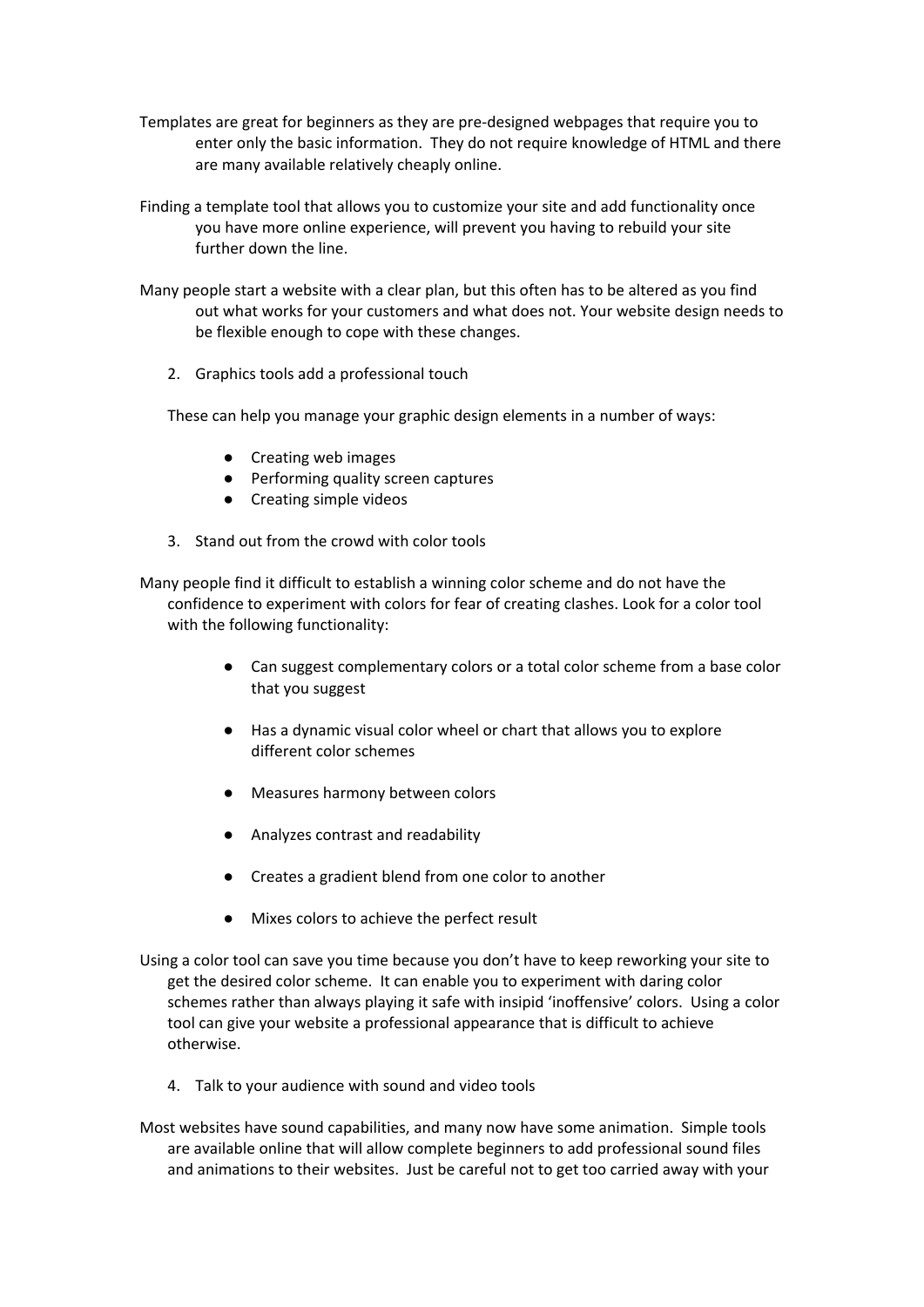Templates are great for beginners as they are pre-designed webpages that require you to enter only the basic information. They do not require knowledge of HTML and there are many available relatively cheaply online.

Finding a template tool that allows you to customize your site and add functionality once you have more online experience, will prevent you having to rebuild your site further down the line.

Many people start a website with a clear plan, but this often has to be altered as you find out what works for your customers and what does not. Your website design needs to be flexible enough to cope with these changes.

2. Graphics tools add a professional touch

These can help you manage your graphic design elements in a number of ways:

- Creating web images
- Performing quality screen captures
- Creating simple videos

3. Stand out from the crowd with color tools

Many people find it difficult to establish a winning color scheme and do not have the confidence to experiment with colors for fear of creating clashes. Look for a color tool with the following functionality:

- Can suggest complementary colors or a total color scheme from a base color that you suggest
- Has a dynamic visual color wheel or chart that allows you to explore different color schemes
- Measures harmony between colors
- Analyzes contrast and readability
- Creates a gradient blend from one color to another
- Mixes colors to achieve the perfect result

Using a color tool can save you time because you don't have to keep reworking your site to get the desired color scheme. It can enable you to experiment with daring color schemes rather than always playing it safe with insipid 'inoffensive' colors. Using a color tool can give your website a professional appearance that is difficult to achieve otherwise.

4. Talk to your audience with sound and video tools

Most websites have sound capabilities, and many now have some animation. Simple tools are available online that will allow complete beginners to add professional sound files and animations to their websites. Just be careful not to get too carried away with your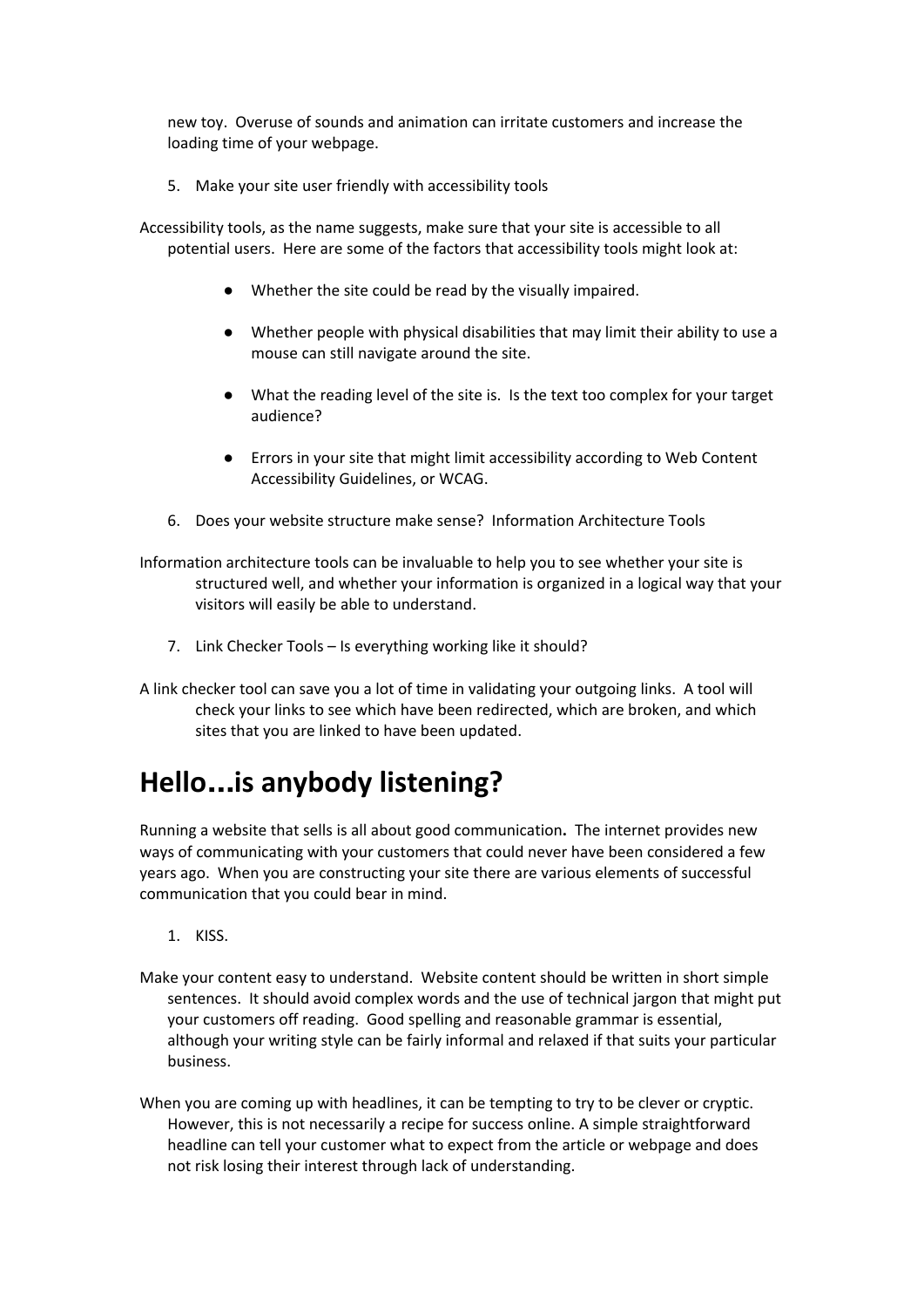new toy. Overuse of sounds and animation can irritate customers and increase the loading time of your webpage.

5. Make your site user friendly with accessibility tools

Accessibility tools, as the name suggests, make sure that your site is accessible to all potential users. Here are some of the factors that accessibility tools might look at:

- Whether the site could be read by the visually impaired.
- Whether people with physical disabilities that may limit their ability to use a mouse can still navigate around the site.
- What the reading level of the site is. Is the text too complex for your target audience?
- Errors in your site that might limit accessibility according to Web Content Accessibility Guidelines, or WCAG.

6. Does your website structure make sense? Information Architecture Tools

Information architecture tools can be invaluable to help you to see whether your site is structured well, and whether your information is organized in a logical way that your visitors will easily be able to understand.

7. Link Checker Tools – Is everything working like it should?

A link checker tool can save you a lot of time in validating your outgoing links. A tool will check your links to see which have been redirected, which are broken, and which sites that you are linked to have been updated.

# Hello...is anybody listening?

Running a website that sells is all about good communication**.** The internet provides new ways of communicating with your customers that could never have been considered a few years ago. When you are constructing your site there are various elements of successful communication that you could bear in mind.

1. KISS.

Make your content easy to understand. Website content should be written in short simple sentences. It should avoid complex words and the use of technical jargon that might put your customers off reading. Good spelling and reasonable grammar is essential, although your writing style can be fairly informal and relaxed if that suits your particular business.

When you are coming up with headlines, it can be tempting to try to be clever or cryptic. However, this is not necessarily a recipe for success online. A simple straightforward headline can tell your customer what to expect from the article or webpage and does not risk losing their interest through lack of understanding.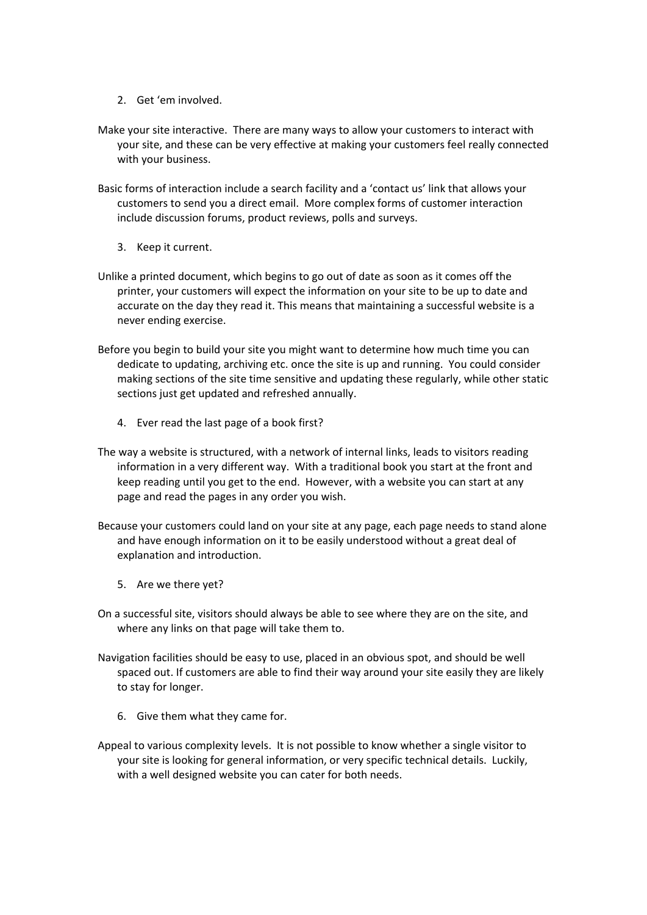2. Get 'em involved.

Make your site interactive. There are many ways to allow your customers to interact with your site, and these can be very effective at making your customers feel really connected with your business.

Basic forms of interaction include a search facility and a 'contact us' link that allows your customers to send you a direct email. More complex forms of customer interaction include discussion forums, product reviews, polls and surveys.

3. Keep it current.

Unlike a printed document, which begins to go out of date as soon as it comes off the printer, your customers will expect the information on your site to be up to date and accurate on the day they read it. This means that maintaining a successful website is a never ending exercise.

Before you begin to build your site you might want to determine how much time you can dedicate to updating, archiving etc. once the site is up and running. You could consider making sections of the site time sensitive and updating these regularly, while other static sections just get updated and refreshed annually.

4. Ever read the last page of a book first?

The way a website is structured, with a network of internal links, leads to visitors reading information in a very different way. With a traditional book you start at the front and keep reading until you get to the end. However, with a website you can start at any page and read the pages in any order you wish.

Because your customers could land on your site at any page, each page needs to stand alone and have enough information on it to be easily understood without a great deal of explanation and introduction.

5. Are we there yet?

On a successful site, visitors should always be able to see where they are on the site, and where any links on that page will take them to.

Navigation facilities should be easy to use, placed in an obvious spot, and should be well spaced out. If customers are able to find their way around your site easily they are likely to stay for longer.

6. Give them what they came for.

Appeal to various complexity levels. It is not possible to know whether a single visitor to your site is looking for general information, or very specific technical details. Luckily, with a well designed website you can cater for both needs.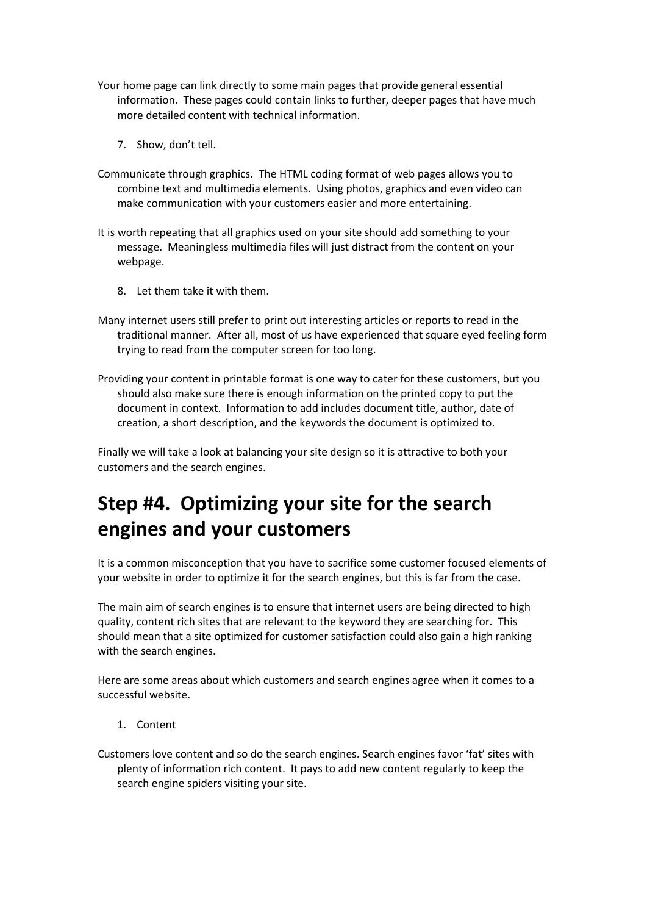Your home page can link directly to some main pages that provide general essential information. These pages could contain links to further, deeper pages that have much more detailed content with technical information.

7. Show, don't tell.

Communicate through graphics. The HTML coding format of web pages allows you to combine text and multimedia elements. Using photos, graphics and even video can make communication with your customers easier and more entertaining.

It is worth repeating that all graphics used on your site should add something to your message. Meaningless multimedia files will just distract from the content on your webpage.

8. Let them take it with them.

Many internet users still prefer to print out interesting articles or reports to read in the traditional manner. After all, most of us have experienced that square eyed feeling form trying to read from the computer screen for too long.

Providing your content in printable format is one way to cater for these customers, but you should also make sure there is enough information on the printed copy to put the document in context. Information to add includes document title, author, date of creation, a short description, and the keywords the document is optimized to.

Finally we will take a look at balancing your site design so it is attractive to both your customers and the search engines.

# Step #4. Optimizing your site for the search engines and your customers

It is a common misconception that you have to sacrifice some customer focused elements of your website in order to optimize it for the search engines, but this is far from the case.

The main aim of search engines is to ensure that internet users are being directed to high quality, content rich sites that are relevant to the keyword they are searching for. This should mean that a site optimized for customer satisfaction could also gain a high ranking with the search engines.

Here are some areas about which customers and search engines agree when it comes to a successful website.

1. Content

Customers love content and so do the search engines. Search engines favor 'fat' sites with plenty of information rich content. It pays to add new content regularly to keep the search engine spiders visiting your site.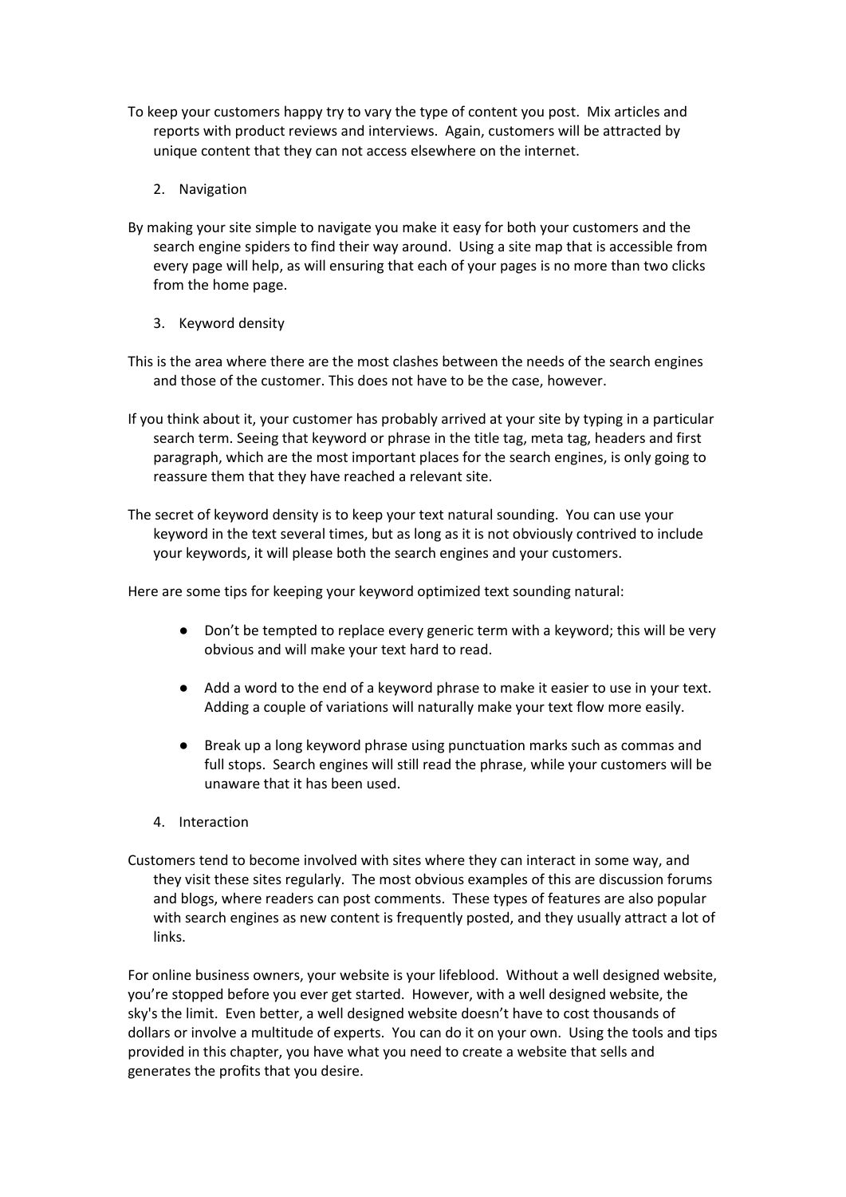To keep your customers happy try to vary the type of content you post. Mix articles and reports with product reviews and interviews. Again, customers will be attracted by unique content that they can not access elsewhere on the internet.

2. Navigation

By making your site simple to navigate you make it easy for both your customers and the search engine spiders to find their way around. Using a site map that is accessible from every page will help, as will ensuring that each of your pages is no more than two clicks from the home page.

3. Keyword density

This is the area where there are the most clashes between the needs of the search engines and those of the customer. This does not have to be the case, however.

If you think about it, your customer has probably arrived at your site by typing in a particular search term. Seeing that keyword or phrase in the title tag, meta tag, headers and first paragraph, which are the most important places for the search engines, is only going to reassure them that they have reached a relevant site.

The secret of keyword density is to keep your text natural sounding. You can use your keyword in the text several times, but as long as it is not obviously contrived to include your keywords, it will please both the search engines and your customers.

Here are some tips for keeping your keyword optimized text sounding natural:

- Don't be tempted to replace every generic term with a keyword; this will be very obvious and will make your text hard to read.
- Add a word to the end of a keyword phrase to make it easier to use in your text. Adding a couple of variations will naturally make your text flow more easily.
- Break up a long keyword phrase using punctuation marks such as commas and full stops. Search engines will still read the phrase, while your customers will be unaware that it has been used.

4. Interaction

Customers tend to become involved with sites where they can interact in some way, and they visit these sites regularly. The most obvious examples of this are discussion forums and blogs, where readers can post comments. These types of features are also popular with search engines as new content is frequently posted, and they usually attract a lot of links.

For online business owners, your website is your lifeblood. Without a well designed website, you're stopped before you ever get started. However, with a well designed website, the sky's the limit. Even better, a well designed website doesn't have to cost thousands of dollars or involve a multitude of experts. You can do it on your own. Using the tools and tips provided in this chapter, you have what you need to create a website that sells and generates the profits that you desire.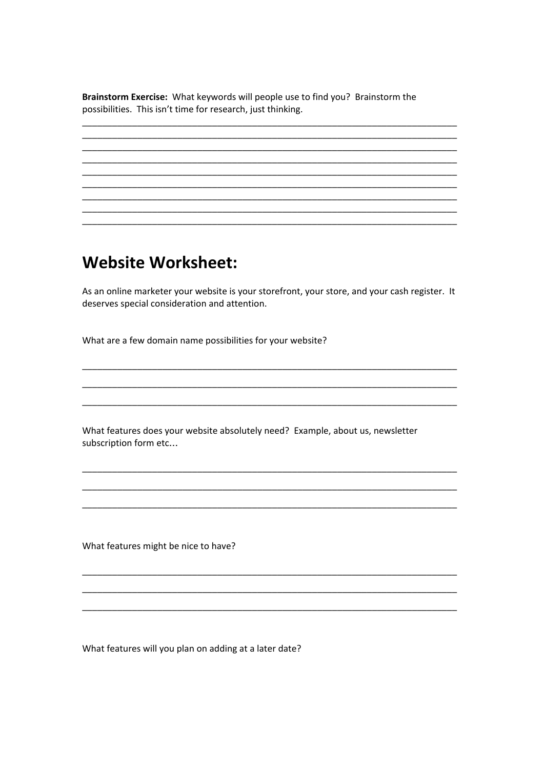**Brainstorm Exercise:** What keywords will people use to find you? Brainstorm the possibilities. This isn't time for research, just thinking.

_____________________________________________________________________________
_____________________________________________________________________________
_____________________________________________________________________________
_____________________________________________________________________________
_____________________________________________________________________________
_____________________________________________________________________________
_____________________________________________________________________________
_____________________________________________________________________________
_____________________________________________________________________________

# Website Worksheet:

As an online marketer your website is your storefront, your store, and your cash register. It deserves special consideration and attention.

What are a few domain name possibilities for your website?

_____________________________________________________________________________
_____________________________________________________________________________
_____________________________________________________________________________

What features does your website absolutely need? Example, about us, newsletter subscription form etc…

_____________________________________________________________________________
_____________________________________________________________________________
_____________________________________________________________________________

What features might be nice to have?

_____________________________________________________________________________
_____________________________________________________________________________
_____________________________________________________________________________

What features will you plan on adding at a later date?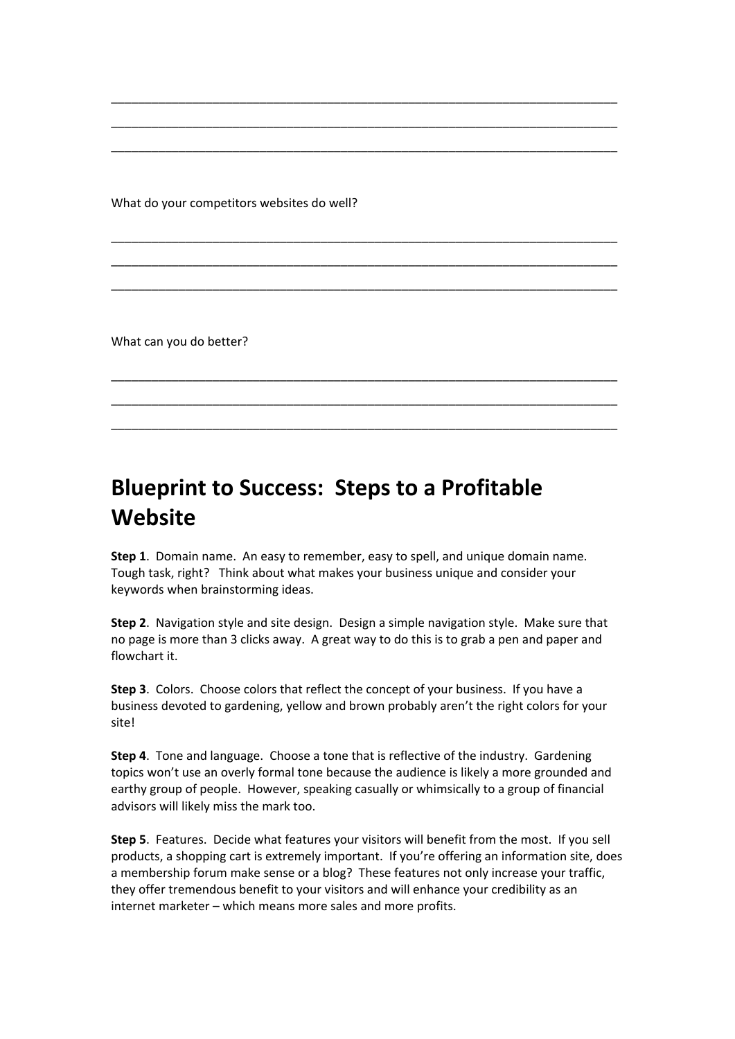\_\_\_\_\_\_\_\_\_\_\_\_\_\_\_\_\_\_\_\_\_\_\_\_\_\_\_\_\_\_\_\_\_\_\_\_\_\_\_\_\_\_\_\_\_\_\_\_\_\_\_\_\_\_\_\_\_\_\_\_\_\_\_\_\_\_\_\_\_\_\_\_\_\_\_\_\_\_

\_\_\_\_\_\_\_\_\_\_\_\_\_\_\_\_\_\_\_\_\_\_\_\_\_\_\_\_\_\_\_\_\_\_\_\_\_\_\_\_\_\_\_\_\_\_\_\_\_\_\_\_\_\_\_\_\_\_\_\_\_\_\_\_\_\_\_\_\_\_\_\_\_\_\_\_\_\_

\_\_\_\_\_\_\_\_\_\_\_\_\_\_\_\_\_\_\_\_\_\_\_\_\_\_\_\_\_\_\_\_\_\_\_\_\_\_\_\_\_\_\_\_\_\_\_\_\_\_\_\_\_\_\_\_\_\_\_\_\_\_\_\_\_\_\_\_\_\_\_\_\_\_\_\_\_\_

What do your competitors websites do well?

\_\_\_\_\_\_\_\_\_\_\_\_\_\_\_\_\_\_\_\_\_\_\_\_\_\_\_\_\_\_\_\_\_\_\_\_\_\_\_\_\_\_\_\_\_\_\_\_\_\_\_\_\_\_\_\_\_\_\_\_\_\_\_\_\_\_\_\_\_\_\_\_\_\_\_\_\_\_

\_\_\_\_\_\_\_\_\_\_\_\_\_\_\_\_\_\_\_\_\_\_\_\_\_\_\_\_\_\_\_\_\_\_\_\_\_\_\_\_\_\_\_\_\_\_\_\_\_\_\_\_\_\_\_\_\_\_\_\_\_\_\_\_\_\_\_\_\_\_\_\_\_\_\_\_\_\_

\_\_\_\_\_\_\_\_\_\_\_\_\_\_\_\_\_\_\_\_\_\_\_\_\_\_\_\_\_\_\_\_\_\_\_\_\_\_\_\_\_\_\_\_\_\_\_\_\_\_\_\_\_\_\_\_\_\_\_\_\_\_\_\_\_\_\_\_\_\_\_\_\_\_\_\_\_\_

What can you do better?

\_\_\_\_\_\_\_\_\_\_\_\_\_\_\_\_\_\_\_\_\_\_\_\_\_\_\_\_\_\_\_\_\_\_\_\_\_\_\_\_\_\_\_\_\_\_\_\_\_\_\_\_\_\_\_\_\_\_\_\_\_\_\_\_\_\_\_\_\_\_\_\_\_\_\_\_\_\_

\_\_\_\_\_\_\_\_\_\_\_\_\_\_\_\_\_\_\_\_\_\_\_\_\_\_\_\_\_\_\_\_\_\_\_\_\_\_\_\_\_\_\_\_\_\_\_\_\_\_\_\_\_\_\_\_\_\_\_\_\_\_\_\_\_\_\_\_\_\_\_\_\_\_\_\_\_\_

\_\_\_\_\_\_\_\_\_\_\_\_\_\_\_\_\_\_\_\_\_\_\_\_\_\_\_\_\_\_\_\_\_\_\_\_\_\_\_\_\_\_\_\_\_\_\_\_\_\_\_\_\_\_\_\_\_\_\_\_\_\_\_\_\_\_\_\_\_\_\_\_\_\_\_\_\_\_

# Blueprint to Success: Steps to a Profitable Website

**Step 1**. Domain name. An easy to remember, easy to spell, and unique domain name. Tough task, right? Think about what makes your business unique and consider your keywords when brainstorming ideas.

**Step 2**. Navigation style and site design. Design a simple navigation style. Make sure that no page is more than 3 clicks away. A great way to do this is to grab a pen and paper and flowchart it.

**Step 3**. Colors. Choose colors that reflect the concept of your business. If you have a business devoted to gardening, yellow and brown probably aren't the right colors for your site!

**Step 4**. Tone and language. Choose a tone that is reflective of the industry. Gardening topics won't use an overly formal tone because the audience is likely a more grounded and earthy group of people. However, speaking casually or whimsically to a group of financial advisors will likely miss the mark too.

**Step 5**. Features. Decide what features your visitors will benefit from the most. If you sell products, a shopping cart is extremely important. If you're offering an information site, does a membership forum make sense or a blog? These features not only increase your traffic, they offer tremendous benefit to your visitors and will enhance your credibility as an internet marketer – which means more sales and more profits.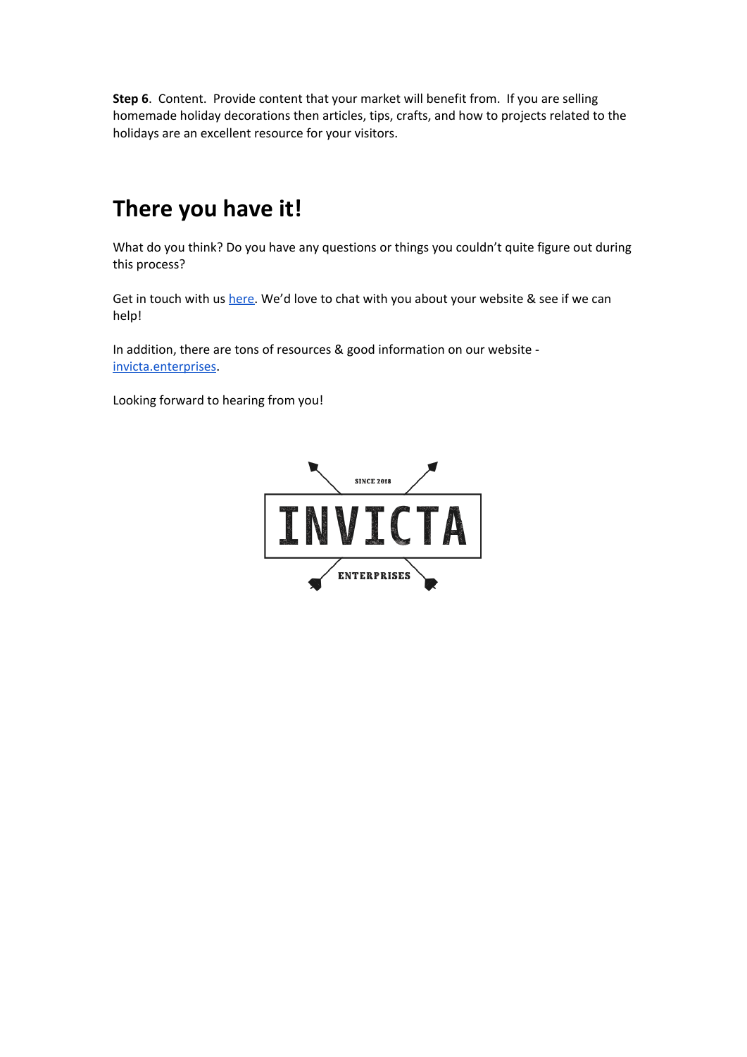**Step 6**. Content. Provide content that your market will benefit from. If you are selling homemade holiday decorations then articles, tips, crafts, and how to projects related to the holidays are an excellent resource for your visitors.

# There you have it!

What do you think? Do you have any questions or things you couldn't quite figure out during this process?

Get in touch with us here. We'd love to chat with you about your website & see if we can help!

In addition, there are tons of resources & good information on our website - invicta.enterprises.

Looking forward to hearing from you!

SINCE 2018

INVICTA

ENTERPRISES